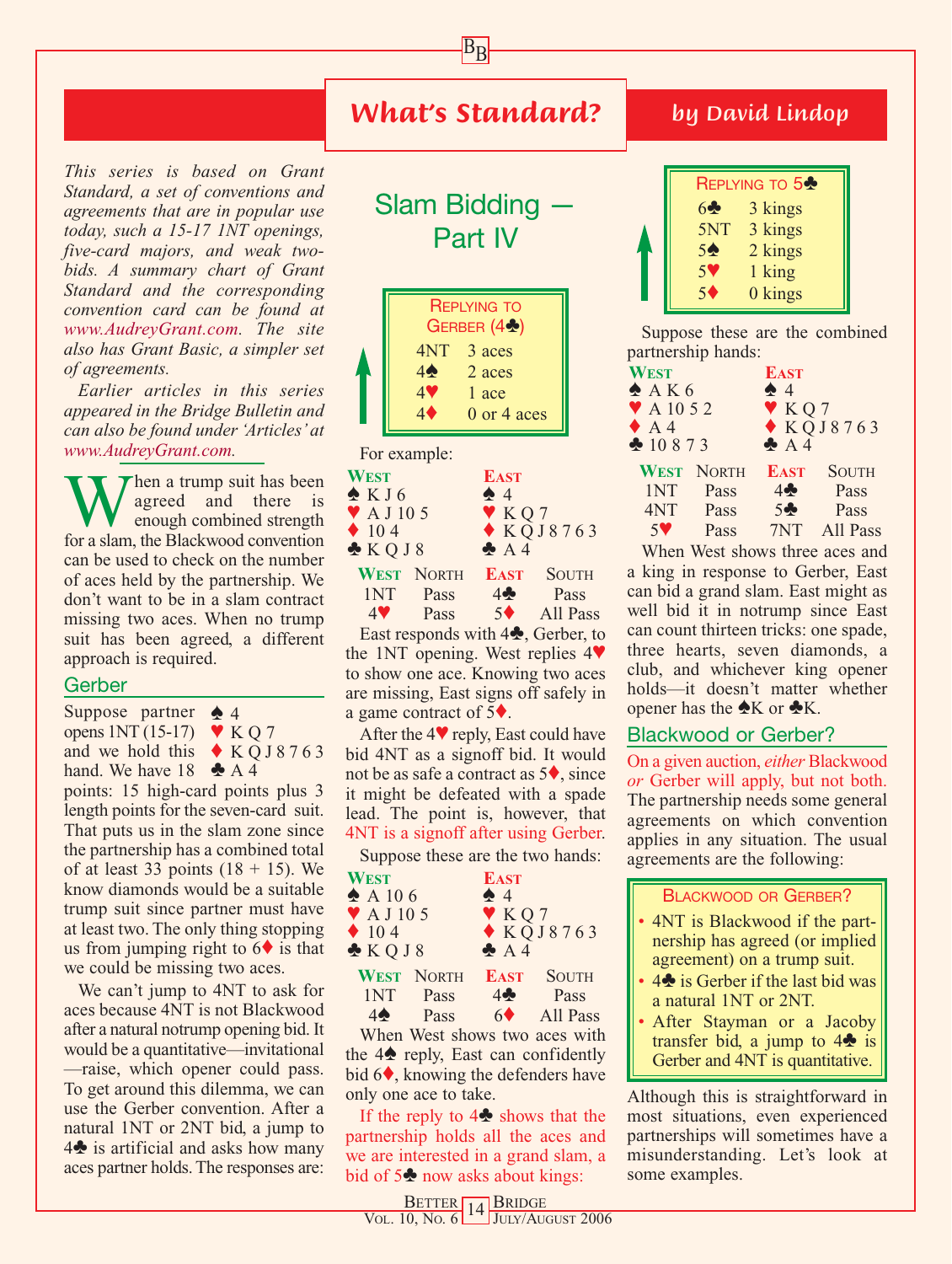# What's Standard?

*by David Lindop*

*This series is based on Grant Standard, a set of conventions and agreements that are in popular use today, such a 15-17 1NT openings, five-card majors, and weak two-bids. A summary chart of Grant Standard and the corresponding convention card can be found at www.AudreyGrant.com. The site also has Grant Basic, a simpler set of agreements.*

*Earlier articles in this series appeared in the Bridge Bulletin and can also be found under 'Articles' at www.AudreyGrant.com.*

## Slam Bidding — Part IV

When a trump suit has been agreed and there is enough combined strength for a slam, the Blackwood convention can be used to check on the number of aces held by the partnership. We don't want to be in a slam contract missing two aces. When no trump suit has been agreed, a different approach is required.

### Gerber

Suppose partner opens 1NT (15-17) and we hold this hand. We have 18 points: 15 high-card points plus 3 length points for the seven-card suit. That puts us in the slam zone since the partnership has a combined total of at least 33 points (18 + 15). We know diamonds would be a suitable trump suit since partner must have at least two. The only thing stopping us from jumping right to 6♦ is that we could be missing two aces.

♠ 4
♥ K Q 7
♦ K Q J 8 7 6 3
♣ A 4

We can't jump to 4NT to ask for aces because 4NT is not Blackwood after a natural notrump opening bid. It would be a quantitative—invitational—raise, which opener could pass. To get around this dilemma, we can use the Gerber convention. After a natural 1NT or 2NT bid, a jump to 4♣ is artificial and asks how many aces partner holds. The responses are:

| Replying to Gerber (4♣) | |
|---|---|
| 4NT | 3 aces |
| 4♠ | 2 aces |
| 4♥ | 1 ace |
| 4♦ | 0 or 4 aces |

For example:

| West | East |
|---|---|
| ♠ K J 6 | ♠ 4 |
| ♥ A J 10 5 | ♥ K Q 7 |
| ♦ 10 4 | ♦ K Q J 8 7 6 3 |
| ♣ K Q J 8 | ♣ A 4 |

| West | North | East | South |
|---|---|---|---|
| 1NT | Pass | 4♣ | Pass |
| 4♥ | Pass | 5♦ | All Pass |

East responds with 4♣, Gerber, to the 1NT opening. West replies 4♥ to show one ace. Knowing two aces are missing, East signs off safely in a game contract of 5♦.

After the 4♥ reply, East could have bid 4NT as a signoff bid. It would not be as safe a contract as 5♦, since it might be defeated with a spade lead. The point is, however, that 4NT is a signoff after using Gerber.

Suppose these are the two hands:

| West | East |
|---|---|
| ♠ A 10 6 | ♠ 4 |
| ♥ A J 10 5 | ♥ K Q 7 |
| ♦ 10 4 | ♦ K Q J 8 7 6 3 |
| ♣ K Q J 8 | ♣ A 4 |

| West | North | East | South |
|---|---|---|---|
| 1NT | Pass | 4♣ | Pass |
| 4♠ | Pass | 6♦ | All Pass |

When West shows two aces with the 4♠ reply, East can confidently bid 6♦, knowing the defenders have only one ace to take.

If the reply to 4♣ shows that the partnership holds all the aces and we are interested in a grand slam, a bid of 5♣ now asks about kings:

| Replying to 5♣ | |
|---|---|
| 6♣ | 3 kings |
| 5NT | 3 kings |
| 5♠ | 2 kings |
| 5♥ | 1 king |
| 5♦ | 0 kings |

Suppose these are the combined partnership hands:

| West | East |
|---|---|
| ♠ A K 6 | ♠ 4 |
| ♥ A 10 5 2 | ♥ K Q 7 |
| ♦ A 4 | ♦ K Q J 8 7 6 3 |
| ♣ 10 8 7 3 | ♣ A 4 |

| West | North | East | South |
|---|---|---|---|
| 1NT | Pass | 4♣ | Pass |
| 4NT | Pass | 5♣ | Pass |
| 5♥ | Pass | 7NT | All Pass |

When West shows three aces and a king in response to Gerber, East can bid a grand slam. East might as well bid it in notrump since East can count thirteen tricks: one spade, three hearts, seven diamonds, a club, and whichever king opener holds—it doesn't matter whether opener has the ♠K or ♣K.

### Blackwood or Gerber?

On a given auction, *either* Blackwood *or* Gerber will apply, but not both. The partnership needs some general agreements on which convention applies in any situation. The usual agreements are the following:

**Blackwood or Gerber?**

- 4NT is Blackwood if the partnership has agreed (or implied agreement) on a trump suit.
- 4♣ is Gerber if the last bid was a natural 1NT or 2NT.
- After Stayman or a Jacoby transfer bid, a jump to 4♣ is Gerber and 4NT is quantitative.

Although this is straightforward in most situations, even experienced partnerships will sometimes have a misunderstanding. Let's look at some examples.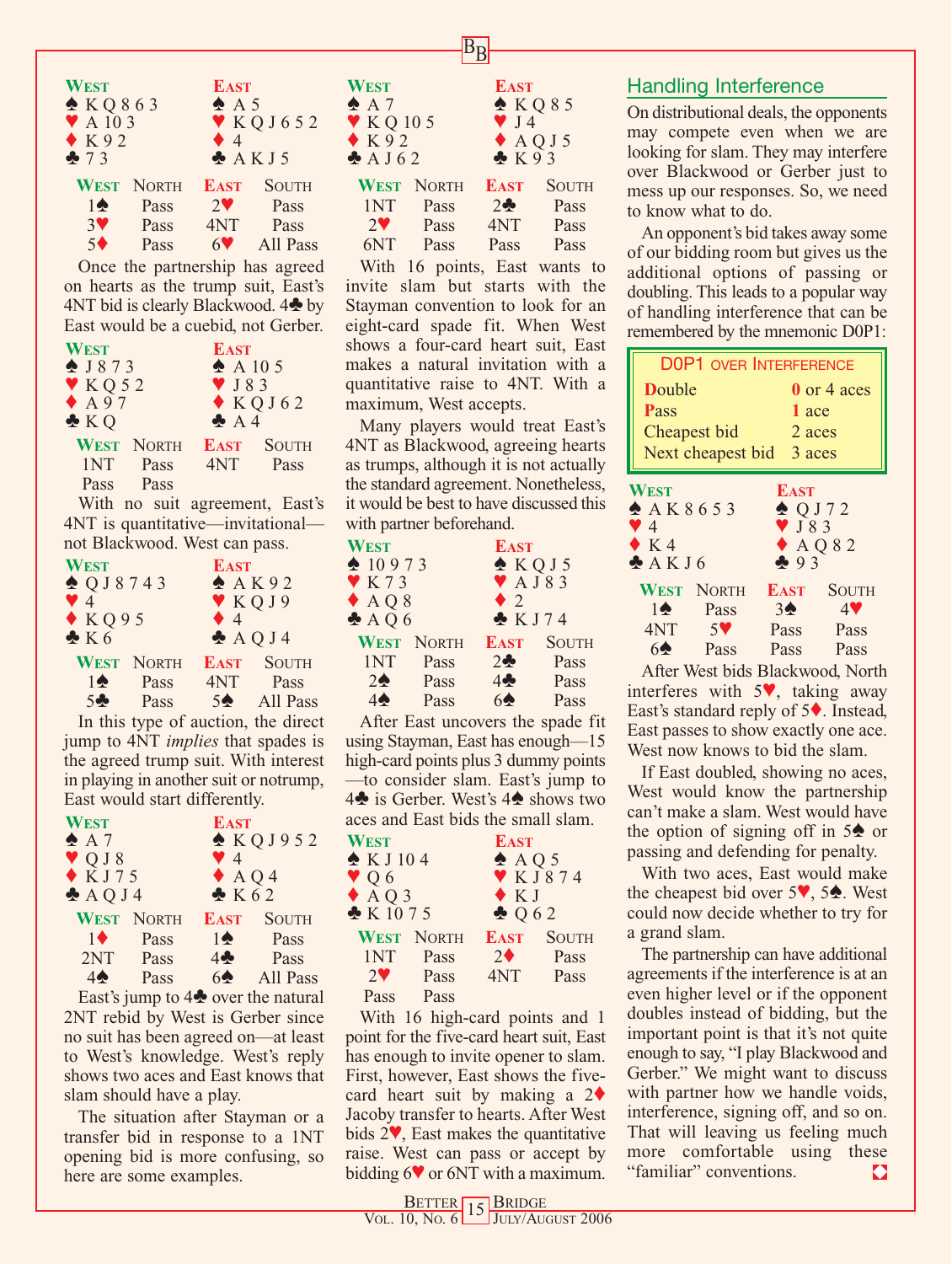**West**
♠ K Q 8 6 3
♥ A 10 3
♦ K 9 2
♣ 7 3

**East**
♠ A 5
♥ K Q J 6 5 2
♦ 4
♣ A K J 5

| West | North | East | South |
|---|---|---|---|
| 1♠ | Pass | 2♥ | Pass |
| 3♥ | Pass | 4NT | Pass |
| 5♦ | Pass | 6♥ | All Pass |

Once the partnership has agreed on hearts as the trump suit, East's 4NT bid is clearly Blackwood. 4♣ by East would be a cuebid, not Gerber.

**West**
♠ J 8 7 3
♥ K Q 5 2
♦ A 9 7
♣ K Q

**East**
♠ A 10 5
♥ J 8 3
♦ K Q J 6 2
♣ A 4

| West | North | East | South |
|---|---|---|---|
| 1NT | Pass | 4NT | Pass |
| Pass | Pass | | |

With no suit agreement, East's 4NT is quantitative—invitational—not Blackwood. West can pass.

**West**
♠ Q J 8 7 4 3
♥ 4
♦ K Q 9 5
♣ K 6

**East**
♠ A K 9 2
♥ K Q J 9
♦ 4
♣ A Q J 4

| West | North | East | South |
|---|---|---|---|
| 1♠ | Pass | 4NT | Pass |
| 5♣ | Pass | 5♠ | All Pass |

In this type of auction, the direct jump to 4NT *implies* that spades is the agreed trump suit. With interest in playing in another suit or notrump, East would start differently.

**West**
♠ A 7
♥ Q J 8
♦ K J 7 5
♣ A Q J 4

**East**
♠ K Q J 9 5 2
♥ 4
♦ A Q 4
♣ K 6 2

| West | North | East | South |
|---|---|---|---|
| 1♦ | Pass | 1♠ | Pass |
| 2NT | Pass | 4♣ | Pass |
| 4♠ | Pass | 6♠ | All Pass |

East's jump to 4♣ over the natural 2NT rebid by West is Gerber since no suit has been agreed on—at least to West's knowledge. West's reply shows two aces and East knows that slam should have a play.

The situation after Stayman or a transfer bid in response to a 1NT opening bid is more confusing, so here are some examples.

**West**
♠ A 7
♥ K Q 10 5
♦ K 9 2
♣ A J 6 2

**East**
♠ K Q 8 5
♥ J 4
♦ A Q J 5
♣ K 9 3

| West | North | East | South |
|---|---|---|---|
| 1NT | Pass | 2♣ | Pass |
| 2♥ | Pass | 4NT | Pass |
| 6NT | Pass | Pass | Pass |

With 16 points, East wants to invite slam but starts with the Stayman convention to look for an eight-card spade fit. When West shows a four-card heart suit, East makes a natural invitation with a quantitative raise to 4NT. With a maximum, West accepts.

Many players would treat East's 4NT as Blackwood, agreeing hearts as trumps, although it is not actually the standard agreement. Nonetheless, it would be best to have discussed this with partner beforehand.

**West**
♠ 10 9 7 3
♥ K 7 3
♦ A Q 8
♣ A Q 6

**East**
♠ K Q J 5
♥ A J 8 3
♦ 2
♣ K J 7 4

| West | North | East | South |
|---|---|---|---|
| 1NT | Pass | 2♣ | Pass |
| 2♠ | Pass | 4♣ | Pass |
| 4♠ | Pass | 6♠ | Pass |

After East uncovers the spade fit using Stayman, East has enough—15 high-card points plus 3 dummy points—to consider slam. East's jump to 4♣ is Gerber. West's 4♠ shows two aces and East bids the small slam.

**West**
♠ K J 10 4
♥ Q 6
♦ A Q 3
♣ K 10 7 5

**East**
♠ A Q 5
♥ K J 8 7 4
♦ K J
♣ Q 6 2

| West | North | East | South |
|---|---|---|---|
| 1NT | Pass | 2♦ | Pass |
| 2♥ | Pass | 4NT | Pass |
| Pass | Pass | | |

With 16 high-card points and 1 point for the five-card heart suit, East has enough to invite opener to slam. First, however, East shows the five-card heart suit by making a 2♦ Jacoby transfer to hearts. After West bids 2♥, East makes the quantitative raise. West can pass or accept by bidding 6♥ or 6NT with a maximum.

## Handling Interference

On distributional deals, the opponents may compete even when we are looking for slam. They may interfere over Blackwood or Gerber just to mess up our responses. So, we need to know what to do.

An opponent's bid takes away some of our bidding room but gives us the additional options of passing or doubling. This leads to a popular way of handling interference that can be remembered by the mnemonic D0P1:

**D0P1 over Interference**

| | |
|---|---|
| **D**ouble | **0** or 4 aces |
| **P**ass | **1** ace |
| Cheapest bid | 2 aces |
| Next cheapest bid | 3 aces |

**West**
♠ A K 8 6 5 3
♥ 4
♦ K 4
♣ A K J 6

**East**
♠ Q J 7 2
♥ J 8 3
♦ A Q 8 2
♣ 9 3

| West | North | East | South |
|---|---|---|---|
| 1♠ | Pass | 3♠ | 4♥ |
| 4NT | 5♥ | Pass | Pass |
| 6♠ | Pass | Pass | Pass |

After West bids Blackwood, North interferes with 5♥, taking away East's standard reply of 5♦. Instead, East passes to show exactly one ace. West now knows to bid the slam.

If East doubled, showing no aces, West would know the partnership can't make a slam. West would have the option of signing off in 5♠ or passing and defending for penalty.

With two aces, East would make the cheapest bid over 5♥, 5♠. West could now decide whether to try for a grand slam.

The partnership can have additional agreements if the interference is at an even higher level or if the opponent doubles instead of bidding, but the important point is that it's not quite enough to say, "I play Blackwood and Gerber." We might want to discuss with partner how we handle voids, interference, signing off, and so on. That will leaving us feeling much more comfortable using these "familiar" conventions.